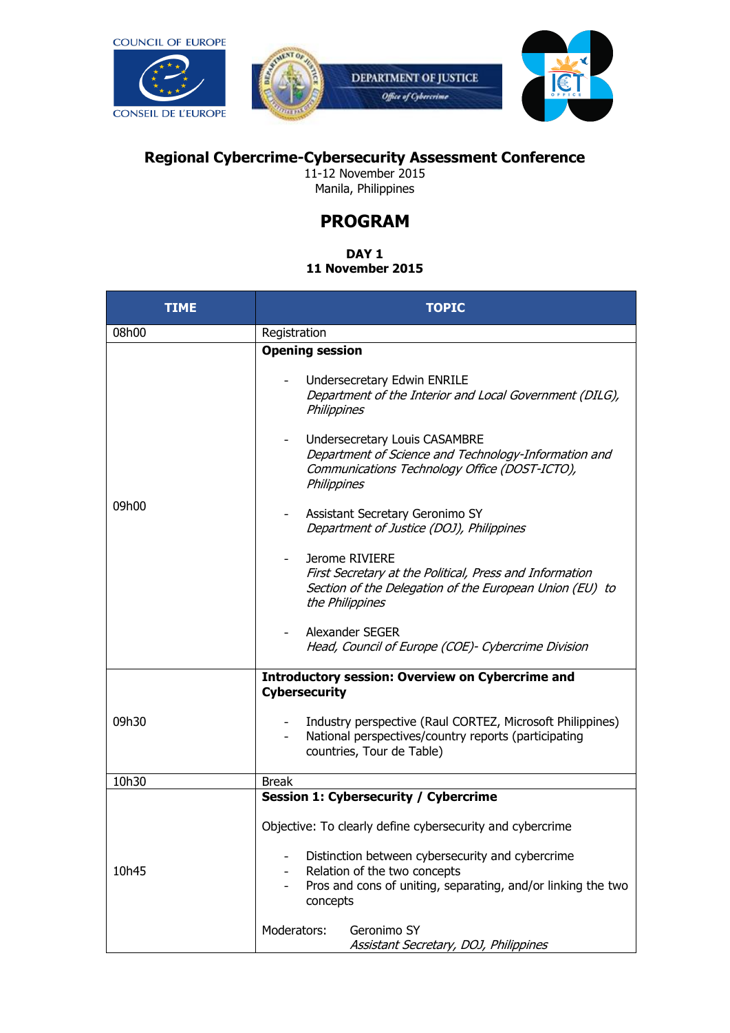COUNCIL OF EUROPE
CONSEIL DE L'EUROPE

DEPARTMENT OF JUSTICE
*Office of Cybercrime*

# Regional Cybercrime-Cybersecurity Assessment Conference

11-12 November 2015
Manila, Philippines

## PROGRAM

**DAY 1**
**11 November 2015**

| TIME | TOPIC |
|---|---|
| 08h00 | Registration |
| 09h00 | **Opening session**<br><br>- Undersecretary Edwin ENRILE<br>*Department of the Interior and Local Government (DILG), Philippines*<br><br>- Undersecretary Louis CASAMBRE<br>*Department of Science and Technology-Information and Communications Technology Office (DOST-ICTO), Philippines*<br><br>- Assistant Secretary Geronimo SY<br>*Department of Justice (DOJ), Philippines*<br><br>- Jerome RIVIERE<br>*First Secretary at the Political, Press and Information Section of the Delegation of the European Union (EU) to the Philippines*<br><br>- Alexander SEGER<br>*Head, Council of Europe (COE)- Cybercrime Division* |
| 09h30 | **Introductory session: Overview on Cybercrime and Cybersecurity**<br><br>- Industry perspective (Raul CORTEZ, Microsoft Philippines)<br>- National perspectives/country reports (participating countries, Tour de Table) |
| 10h30 | Break |
| 10h45 | **Session 1: Cybersecurity / Cybercrime**<br><br>Objective: To clearly define cybersecurity and cybercrime<br><br>- Distinction between cybersecurity and cybercrime<br>- Relation of the two concepts<br>- Pros and cons of uniting, separating, and/or linking the two concepts<br><br>Moderators: Geronimo SY<br>*Assistant Secretary, DOJ, Philippines* |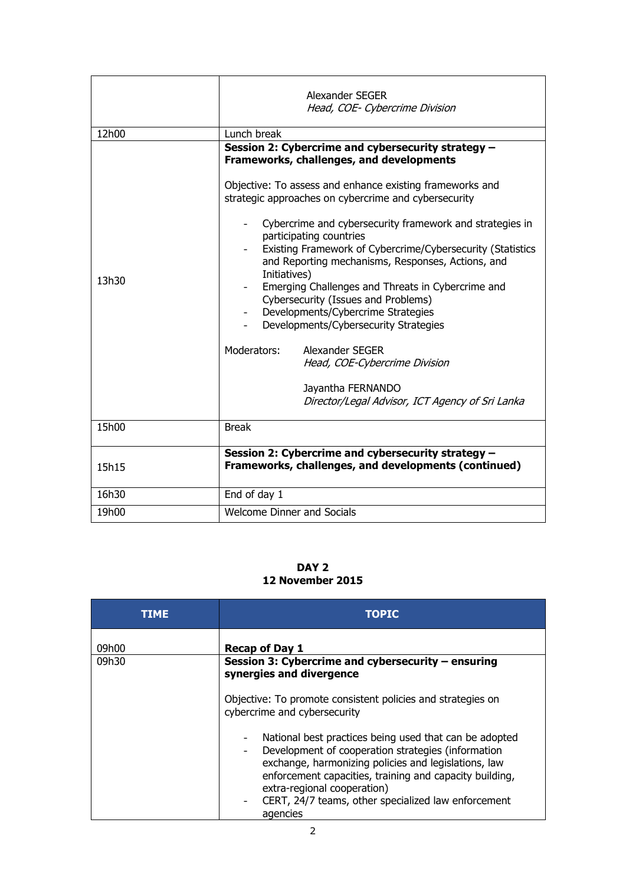| | |
|---|---|
| | Alexander SEGER<br>*Head, COE- Cybercrime Division* |
| 12h00 | Lunch break |
| 13h30 | **Session 2: Cybercrime and cybersecurity strategy – Frameworks, challenges, and developments**<br><br>Objective: To assess and enhance existing frameworks and strategic approaches on cybercrime and cybersecurity<br><br>- Cybercrime and cybersecurity framework and strategies in participating countries<br>- Existing Framework of Cybercrime/Cybersecurity (Statistics and Reporting mechanisms, Responses, Actions, and Initiatives)<br>- Emerging Challenges and Threats in Cybercrime and Cybersecurity (Issues and Problems)<br>- Developments/Cybercrime Strategies<br>- Developments/Cybersecurity Strategies<br><br>Moderators: Alexander SEGER<br>*Head, COE-Cybercrime Division*<br><br>Jayantha FERNANDO<br>*Director/Legal Advisor, ICT Agency of Sri Lanka* |
| 15h00 | Break |
| 15h15 | **Session 2: Cybercrime and cybersecurity strategy – Frameworks, challenges, and developments (continued)** |
| 16h30 | End of day 1 |
| 19h00 | Welcome Dinner and Socials |

**DAY 2**
**12 November 2015**

| TIME | TOPIC |
|---|---|
| 09h00 | **Recap of Day 1** |
| 09h30 | **Session 3: Cybercrime and cybersecurity – ensuring synergies and divergence**<br><br>Objective: To promote consistent policies and strategies on cybercrime and cybersecurity<br><br>- National best practices being used that can be adopted<br>- Development of cooperation strategies (information exchange, harmonizing policies and legislations, law enforcement capacities, training and capacity building, extra-regional cooperation)<br>- CERT, 24/7 teams, other specialized law enforcement agencies |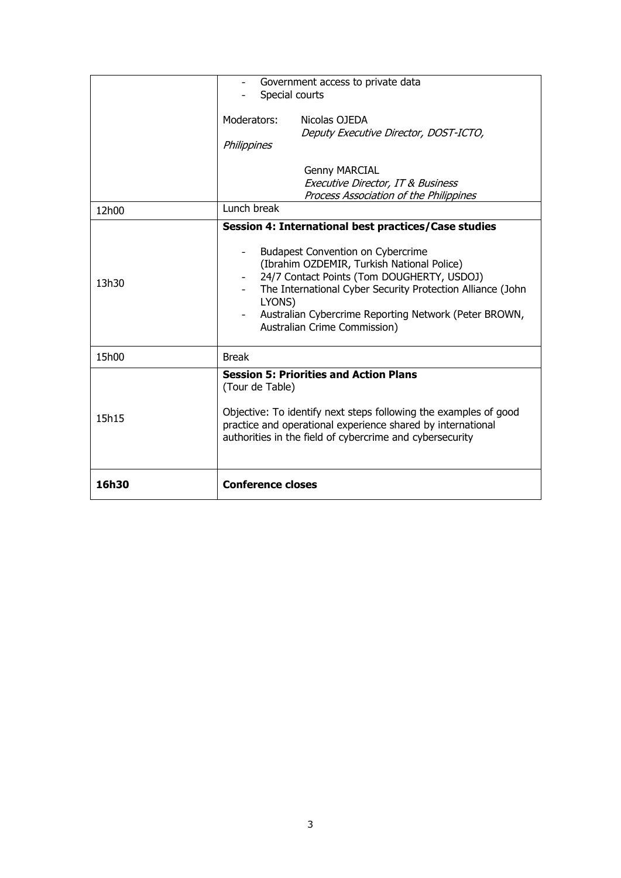| | |
|---|---|
| | - Government access to private data<br>- Special courts<br><br>Moderators: Nicolas OJEDA<br>*Deputy Executive Director, DOST-ICTO, Philippines*<br><br>Genny MARCIAL<br>*Executive Director, IT & Business Process Association of the Philippines* |
| 12h00 | Lunch break |
| 13h30 | **Session 4: International best practices/Case studies**<br><br>- Budapest Convention on Cybercrime (Ibrahim OZDEMIR, Turkish National Police)<br>- 24/7 Contact Points (Tom DOUGHERTY, USDOJ)<br>- The International Cyber Security Protection Alliance (John LYONS)<br>- Australian Cybercrime Reporting Network (Peter BROWN, Australian Crime Commission) |
| 15h00 | Break |
| 15h15 | **Session 5: Priorities and Action Plans**<br>(Tour de Table)<br><br>Objective: To identify next steps following the examples of good practice and operational experience shared by international authorities in the field of cybercrime and cybersecurity |
| **16h30** | **Conference closes** |